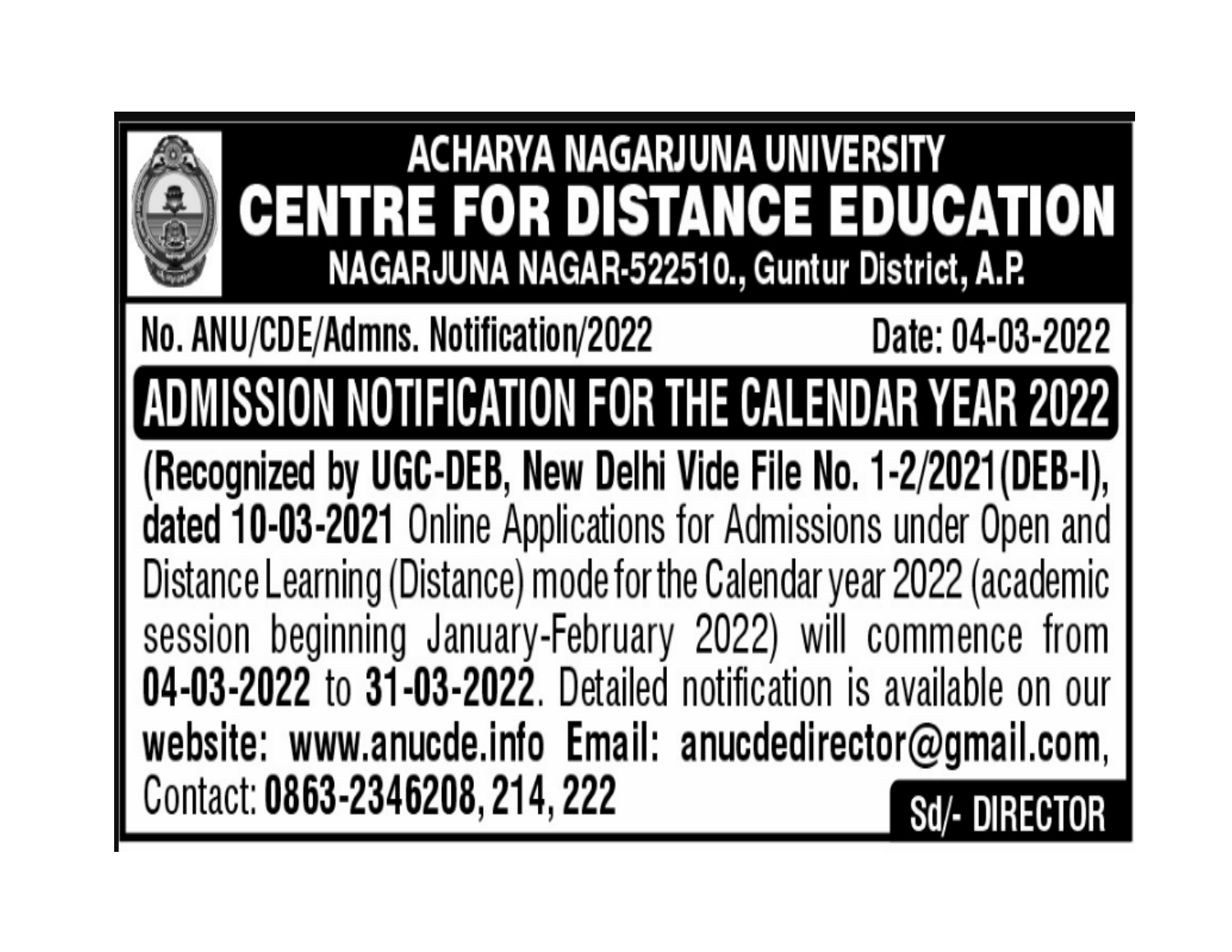# ACHARYA NAGARJUNA UNIVERSITY

# CENTRE FOR DISTANCE EDUCATION

**NAGARJUNA NAGAR-522510., Guntur District, A.P.**

**No. ANU/CDE/Admns. Notification/2022** **Date: 04-03-2022**

## ADMISSION NOTIFICATION FOR THE CALENDAR YEAR 2022

**(Recognized by UGC-DEB, New Delhi Vide File No. 1-2/2021(DEB-I), dated 10-03-2021** Online Applications for Admissions under Open and Distance Learning (Distance) mode for the Calendar year 2022 (academic session beginning January-February 2022) will commence from **04-03-2022** to **31-03-2022**. Detailed notification is available on our **website: www.anucde.info Email: anucdedirector@gmail.com**, Contact: **0863-2346208, 214, 222**

**Sd/- DIRECTOR**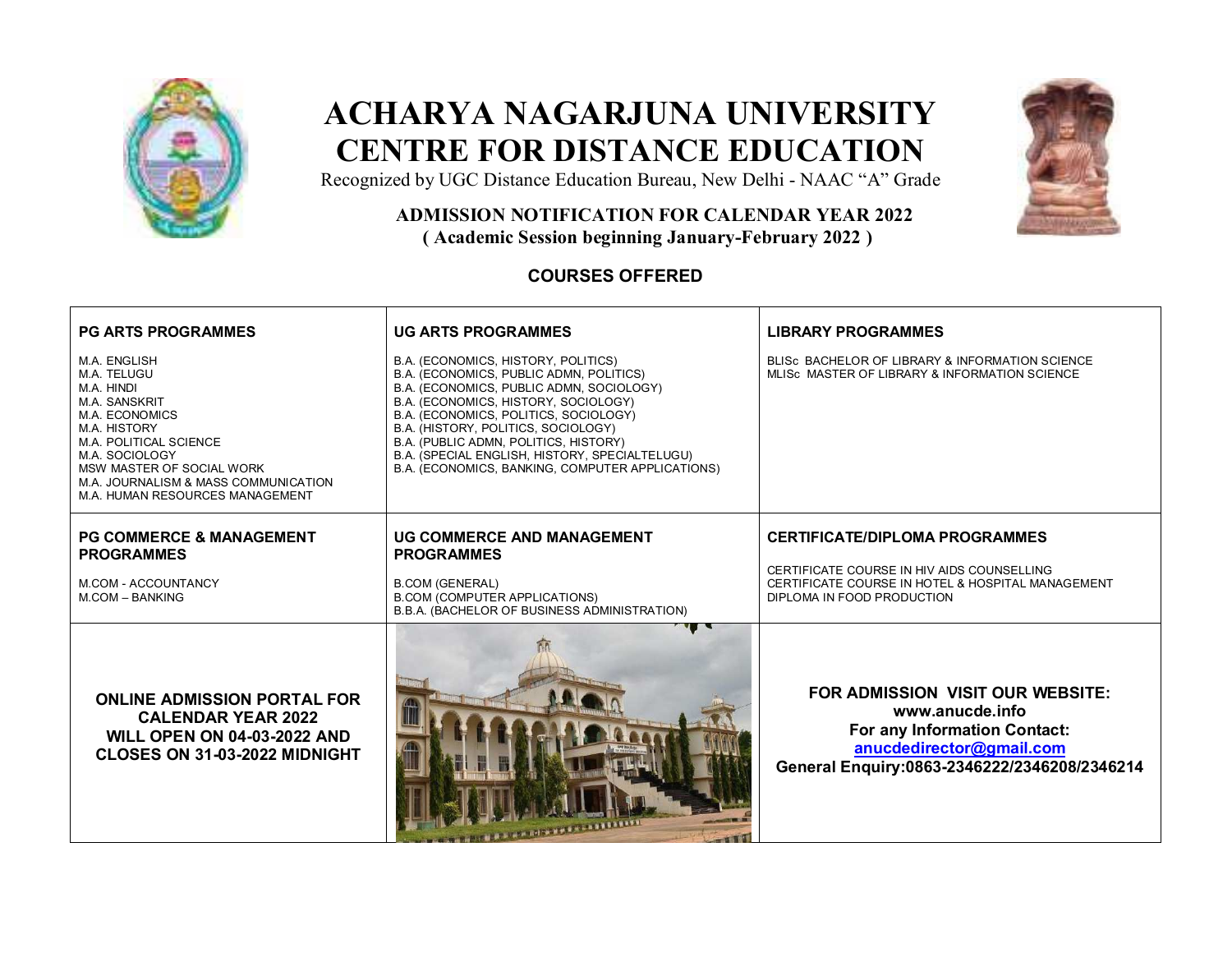# ACHARYA NAGARJUNA UNIVERSITY
# CENTRE FOR DISTANCE EDUCATION

Recognized by UGC Distance Education Bureau, New Delhi - NAAC "A" Grade

### ADMISSION NOTIFICATION FOR CALENDAR YEAR 2022
### ( Academic Session beginning January-February 2022 )

## COURSES OFFERED

| **PG ARTS PROGRAMMES** | **UG ARTS PROGRAMMES** | **LIBRARY PROGRAMMES** |
|---|---|---|
| M.A. ENGLISH<br>M.A. TELUGU<br>M.A. HINDI<br>M.A. SANSKRIT<br>M.A. ECONOMICS<br>M.A. HISTORY<br>M.A. POLITICAL SCIENCE<br>M.A. SOCIOLOGY<br>MSW MASTER OF SOCIAL WORK<br>M.A. JOURNALISM & MASS COMMUNICATION<br>M.A. HUMAN RESOURCES MANAGEMENT | B.A. (ECONOMICS, HISTORY, POLITICS)<br>B.A. (ECONOMICS, PUBLIC ADMN, POLITICS)<br>B.A. (ECONOMICS, PUBLIC ADMN, SOCIOLOGY)<br>B.A. (ECONOMICS, HISTORY, SOCIOLOGY)<br>B.A. (ECONOMICS, POLITICS, SOCIOLOGY)<br>B.A. (HISTORY, POLITICS, SOCIOLOGY)<br>B.A. (PUBLIC ADMN, POLITICS, HISTORY)<br>B.A. (SPECIAL ENGLISH, HISTORY, SPECIALTELUGU)<br>B.A. (ECONOMICS, BANKING, COMPUTER APPLICATIONS) | BLISc BACHELOR OF LIBRARY & INFORMATION SCIENCE<br>MLISc MASTER OF LIBRARY & INFORMATION SCIENCE |
| **PG COMMERCE & MANAGEMENT PROGRAMMES** | **UG COMMERCE AND MANAGEMENT PROGRAMMES** | **CERTIFICATE/DIPLOMA PROGRAMMES** |
| M.COM - ACCOUNTANCY<br>M.COM – BANKING | B.COM (GENERAL)<br>B.COM (COMPUTER APPLICATIONS)<br>B.B.A. (BACHELOR OF BUSINESS ADMINISTRATION) | CERTIFICATE COURSE IN HIV AIDS COUNSELLING<br>CERTIFICATE COURSE IN HOTEL & HOSPITAL MANAGEMENT<br>DIPLOMA IN FOOD PRODUCTION |
| **ONLINE ADMISSION PORTAL FOR CALENDAR YEAR 2022 WILL OPEN ON 04-03-2022 AND CLOSES ON 31-03-2022 MIDNIGHT** | | **FOR ADMISSION VISIT OUR WEBSITE:**<br>**www.anucde.info**<br>**For any Information Contact:**<br>**anucdedirector@gmail.com**<br>**General Enquiry:0863-2346222/2346208/2346214** |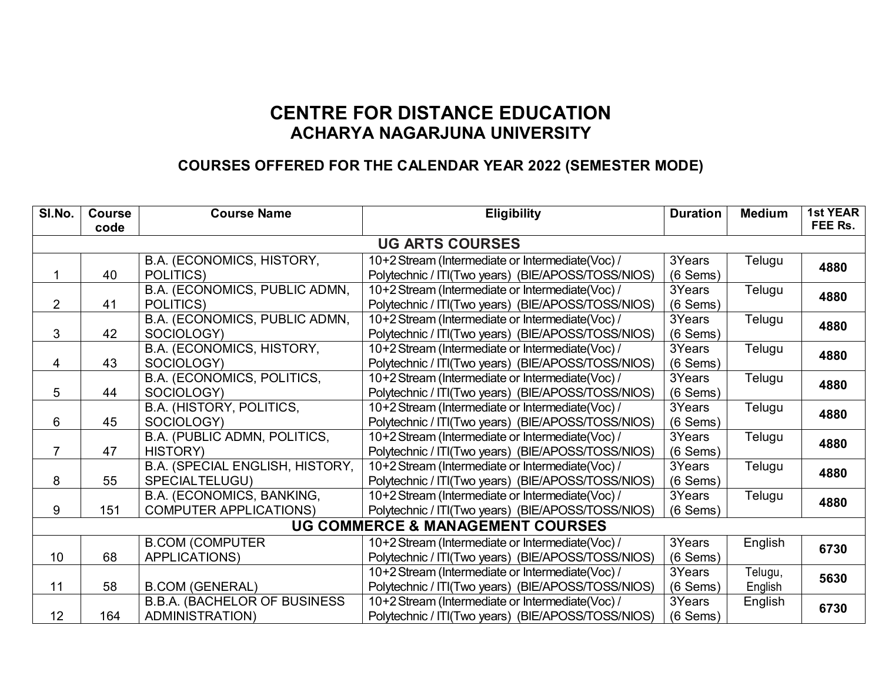# CENTRE FOR DISTANCE EDUCATION
## ACHARYA NAGARJUNA UNIVERSITY

### COURSES OFFERED FOR THE CALENDAR YEAR 2022 (SEMESTER MODE)

| Sl.No. | Course code | Course Name | Eligibility | Duration | Medium | 1st YEAR FEE Rs. |
|---|---|---|---|---|---|---|
| **UG ARTS COURSES** | | | | | | |
| 1 | 40 | B.A. (ECONOMICS, HISTORY, POLITICS) | 10+2 Stream (Intermediate or Intermediate(Voc) / Polytechnic / ITI(Two years) (BIE/APOSS/TOSS/NIOS) | 3Years (6 Sems) | Telugu | **4880** |
| 2 | 41 | B.A. (ECONOMICS, PUBLIC ADMN, POLITICS) | 10+2 Stream (Intermediate or Intermediate(Voc) / Polytechnic / ITI(Two years) (BIE/APOSS/TOSS/NIOS) | 3Years (6 Sems) | Telugu | **4880** |
| 3 | 42 | B.A. (ECONOMICS, PUBLIC ADMN, SOCIOLOGY) | 10+2 Stream (Intermediate or Intermediate(Voc) / Polytechnic / ITI(Two years) (BIE/APOSS/TOSS/NIOS) | 3Years (6 Sems) | Telugu | **4880** |
| 4 | 43 | B.A. (ECONOMICS, HISTORY, SOCIOLOGY) | 10+2 Stream (Intermediate or Intermediate(Voc) / Polytechnic / ITI(Two years) (BIE/APOSS/TOSS/NIOS) | 3Years (6 Sems) | Telugu | **4880** |
| 5 | 44 | B.A. (ECONOMICS, POLITICS, SOCIOLOGY) | 10+2 Stream (Intermediate or Intermediate(Voc) / Polytechnic / ITI(Two years) (BIE/APOSS/TOSS/NIOS) | 3Years (6 Sems) | Telugu | **4880** |
| 6 | 45 | B.A. (HISTORY, POLITICS, SOCIOLOGY) | 10+2 Stream (Intermediate or Intermediate(Voc) / Polytechnic / ITI(Two years) (BIE/APOSS/TOSS/NIOS) | 3Years (6 Sems) | Telugu | **4880** |
| 7 | 47 | B.A. (PUBLIC ADMN, POLITICS, HISTORY) | 10+2 Stream (Intermediate or Intermediate(Voc) / Polytechnic / ITI(Two years) (BIE/APOSS/TOSS/NIOS) | 3Years (6 Sems) | Telugu | **4880** |
| 8 | 55 | B.A. (SPECIAL ENGLISH, HISTORY, SPECIALTELUGU) | 10+2 Stream (Intermediate or Intermediate(Voc) / Polytechnic / ITI(Two years) (BIE/APOSS/TOSS/NIOS) | 3Years (6 Sems) | Telugu | **4880** |
| 9 | 151 | B.A. (ECONOMICS, BANKING, COMPUTER APPLICATIONS) | 10+2 Stream (Intermediate or Intermediate(Voc) / Polytechnic / ITI(Two years) (BIE/APOSS/TOSS/NIOS) | 3Years (6 Sems) | Telugu | **4880** |
| **UG COMMERCE & MANAGEMENT COURSES** | | | | | | |
| 10 | 68 | B.COM (COMPUTER APPLICATIONS) | 10+2 Stream (Intermediate or Intermediate(Voc) / Polytechnic / ITI(Two years) (BIE/APOSS/TOSS/NIOS) | 3Years (6 Sems) | English | **6730** |
| 11 | 58 | B.COM (GENERAL) | 10+2 Stream (Intermediate or Intermediate(Voc) / Polytechnic / ITI(Two years) (BIE/APOSS/TOSS/NIOS) | 3Years (6 Sems) | Telugu, English | **5630** |
| 12 | 164 | B.B.A. (BACHELOR OF BUSINESS ADMINISTRATION) | 10+2 Stream (Intermediate or Intermediate(Voc) / Polytechnic / ITI(Two years) (BIE/APOSS/TOSS/NIOS) | 3Years (6 Sems) | English | **6730** |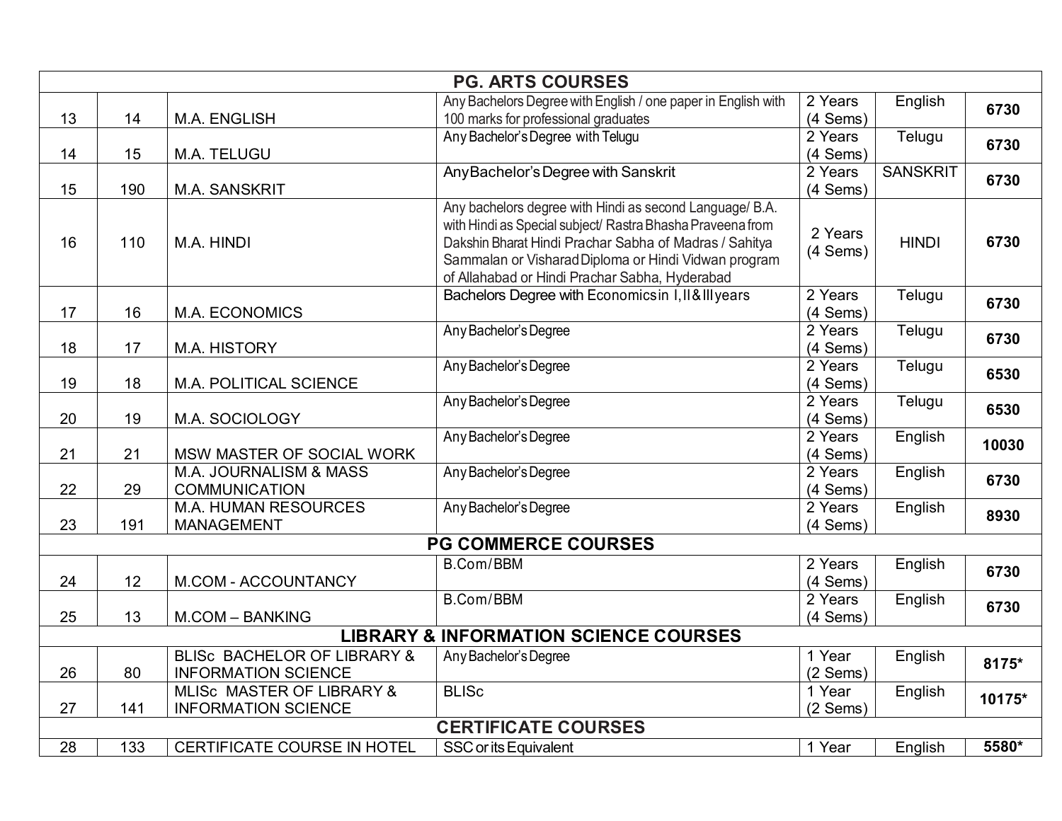| | | | | | | |
|---|---|---|---|---|---|---|
| **PG. ARTS COURSES** | | | | | | |
| 13 | 14 | M.A. ENGLISH | Any Bachelors Degree with English / one paper in English with 100 marks for professional graduates | 2 Years (4 Sems) | English | **6730** |
| 14 | 15 | M.A. TELUGU | Any Bachelor's Degree with Telugu | 2 Years (4 Sems) | Telugu | **6730** |
| 15 | 190 | M.A. SANSKRIT | AnyBachelor's Degree with Sanskrit | 2 Years (4 Sems) | SANSKRIT | **6730** |
| 16 | 110 | M.A. HINDI | Any bachelors degree with Hindi as second Language/ B.A. with Hindi as Special subject/ Rastra Bhasha Praveena from Dakshin Bharat Hindi Prachar Sabha of Madras / Sahitya Sammalan or Visharad Diploma or Hindi Vidwan program of Allahabad or Hindi Prachar Sabha, Hyderabad | 2 Years (4 Sems) | HINDI | **6730** |
| 17 | 16 | M.A. ECONOMICS | Bachelors Degree with Economics in I, II & III years | 2 Years (4 Sems) | Telugu | **6730** |
| 18 | 17 | M.A. HISTORY | Any Bachelor's Degree | 2 Years (4 Sems) | Telugu | **6730** |
| 19 | 18 | M.A. POLITICAL SCIENCE | Any Bachelor's Degree | 2 Years (4 Sems) | Telugu | **6530** |
| 20 | 19 | M.A. SOCIOLOGY | Any Bachelor's Degree | 2 Years (4 Sems) | Telugu | **6530** |
| 21 | 21 | MSW MASTER OF SOCIAL WORK | Any Bachelor's Degree | 2 Years (4 Sems) | English | **10030** |
| 22 | 29 | M.A. JOURNALISM & MASS COMMUNICATION | Any Bachelor's Degree | 2 Years (4 Sems) | English | **6730** |
| 23 | 191 | M.A. HUMAN RESOURCES MANAGEMENT | Any Bachelor's Degree | 2 Years (4 Sems) | English | **8930** |
| **PG COMMERCE COURSES** | | | | | | |
| 24 | 12 | M.COM - ACCOUNTANCY | B.Com/BBM | 2 Years (4 Sems) | English | **6730** |
| 25 | 13 | M.COM – BANKING | B.Com/BBM | 2 Years (4 Sems) | English | **6730** |
| **LIBRARY & INFORMATION SCIENCE COURSES** | | | | | | |
| 26 | 80 | BLISc BACHELOR OF LIBRARY & INFORMATION SCIENCE | Any Bachelor's Degree | 1 Year (2 Sems) | English | **8175*** |
| 27 | 141 | MLISc MASTER OF LIBRARY & INFORMATION SCIENCE | BLISc | 1 Year (2 Sems) | English | **10175*** |
| **CERTIFICATE COURSES** | | | | | | |
| 28 | 133 | CERTIFICATE COURSE IN HOTEL | SSC or its Equivalent | 1 Year | English | **5580*** |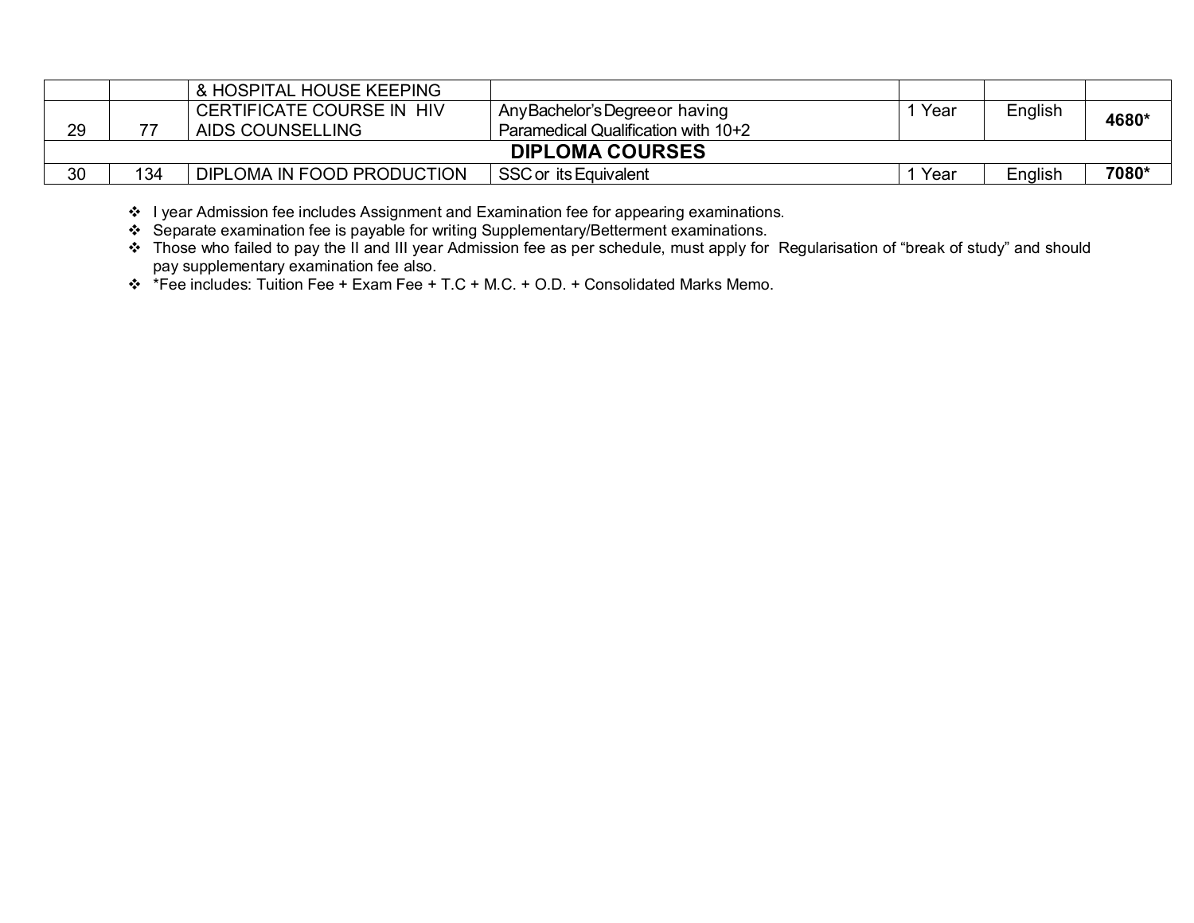| | | | | | | |
|---|---|---|---|---|---|---|
| | | & HOSPITAL HOUSE KEEPING | | | | |
| 29 | 77 | CERTIFICATE COURSE IN HIV AIDS COUNSELLING | Any Bachelor's Degree or having Paramedical Qualification with 10+2 | 1 Year | English | **4680*** |
| | | **DIPLOMA COURSES** | | | | |
| 30 | 134 | DIPLOMA IN FOOD PRODUCTION | SSC or its Equivalent | 1 Year | English | **7080*** |

- I year Admission fee includes Assignment and Examination fee for appearing examinations.
- Separate examination fee is payable for writing Supplementary/Betterment examinations.
- Those who failed to pay the II and III year Admission fee as per schedule, must apply for Regularisation of "break of study" and should pay supplementary examination fee also.
- *Fee includes: Tuition Fee + Exam Fee + T.C + M.C. + O.D. + Consolidated Marks Memo.